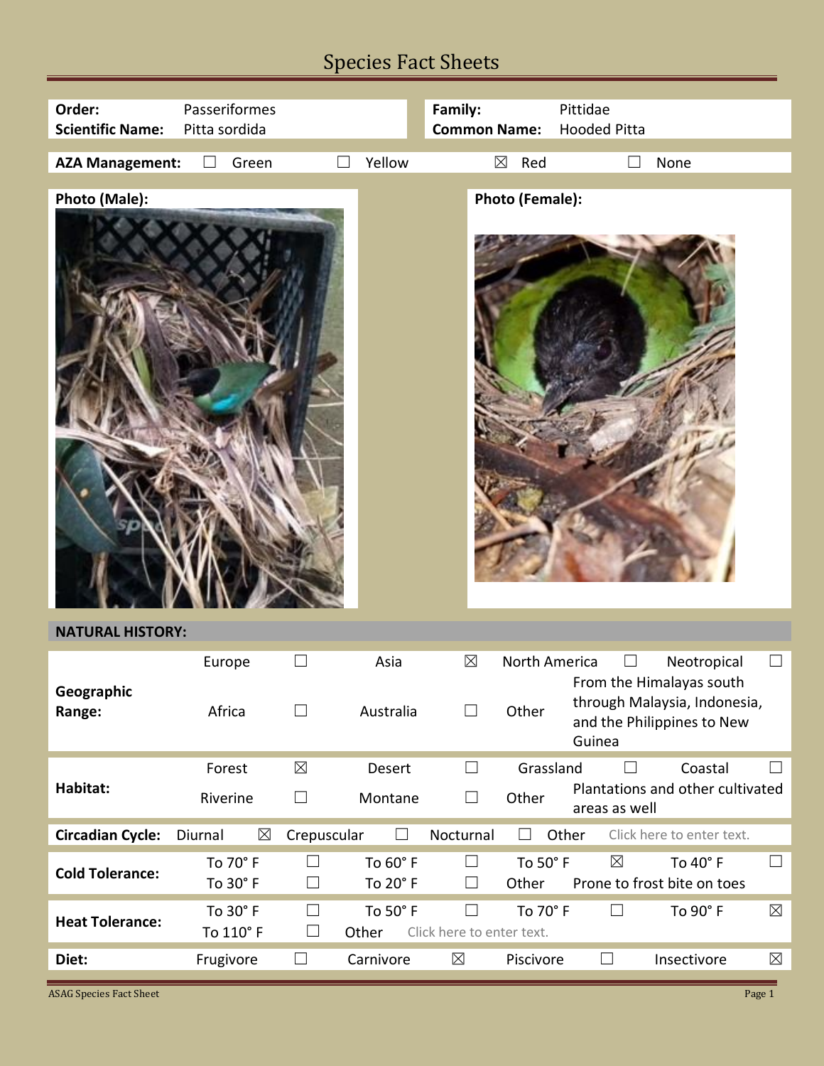# Species Fact Sheets

| | | | |
|---|---|---|---|
| **Order:** | Passeriformes | **Family:** | Pittidae |
| **Scientific Name:** | Pitta sordida | **Common Name:** | Hooded Pitta |

**AZA Management:** ☐ Green ☐ Yellow ☒ Red ☐ None

**Photo (Male):**

**Photo (Female):**

## NATURAL HISTORY:

| | | | | | | | | |
|---|---|---|---|---|---|---|---|---|
| **Geographic Range:** | Europe | ☐ | Asia | ☒ | North America | ☐ | Neotropical | ☐ |
| | Africa | ☐ | Australia | ☐ | Other | From the Himalayas south through Malaysia, Indonesia, and the Philippines to New Guinea | | |
| **Habitat:** | Forest | ☒ | Desert | ☐ | Grassland | ☐ | Coastal | ☐ |
| | Riverine | ☐ | Montane | ☐ | Other | Plantations and other cultivated areas as well | | |
| **Circadian Cycle:** | Diurnal | ☒ | Crepuscular | ☐ | Nocturnal | ☐ | Other | Click here to enter text. |
| **Cold Tolerance:** | To 70° F | ☐ | To 60° F | ☐ | To 50° F | ☒ | To 40° F | ☐ |
| | To 30° F | ☐ | To 20° F | ☐ | Other | Prone to frost bite on toes | | |
| **Heat Tolerance:** | To 30° F | ☐ | To 50° F | ☐ | To 70° F | ☐ | To 90° F | ☒ |
| | To 110° F | ☐ | Other | Click here to enter text. | | | | |
| **Diet:** | Frugivore | ☐ | Carnivore | ☒ | Piscivore | ☐ | Insectivore | ☒ |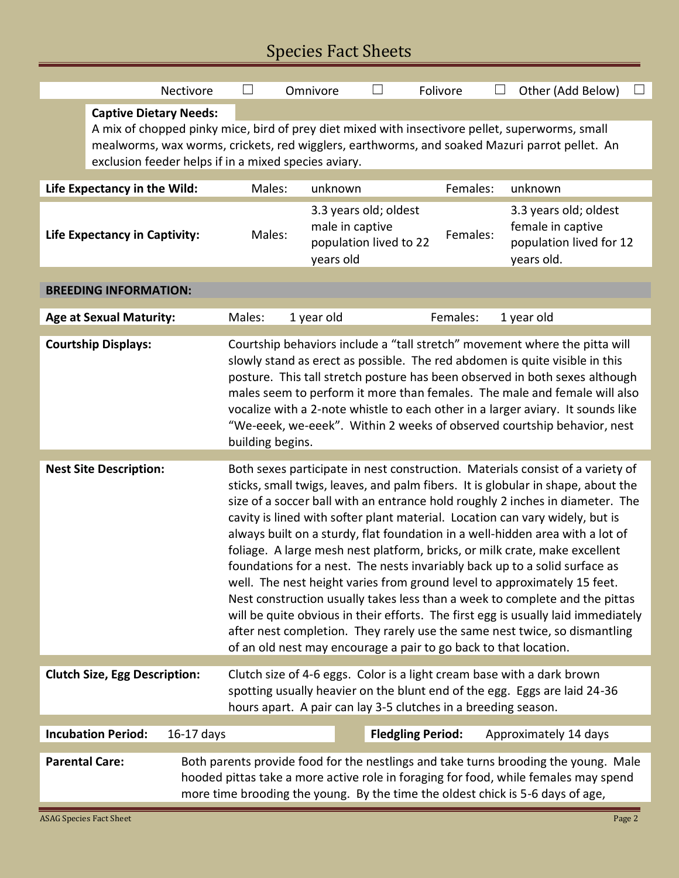## Species Fact Sheets

| Nectivore | ☐ | Omnivore | ☐ | Folivore | ☐ | Other (Add Below) | ☐ |
|---|---|---|---|---|---|---|---|

**Captive Dietary Needs:**

A mix of chopped pinky mice, bird of prey diet mixed with insectivore pellet, superworms, small mealworms, wax worms, crickets, red wigglers, earthworms, and soaked Mazuri parrot pellet. An exclusion feeder helps if in a mixed species aviary.

| | | | | |
|---|---|---|---|---|
| **Life Expectancy in the Wild:** | Males: | unknown | Females: | unknown |
| **Life Expectancy in Captivity:** | Males: | 3.3 years old; oldest male in captive population lived to 22 years old | Females: | 3.3 years old; oldest female in captive population lived for 12 years old. |

**BREEDING INFORMATION:**

| | | | | |
|---|---|---|---|---|
| **Age at Sexual Maturity:** | Males: | 1 year old | Females: | 1 year old |

**Courtship Displays:** Courtship behaviors include a "tall stretch" movement where the pitta will slowly stand as erect as possible. The red abdomen is quite visible in this posture. This tall stretch posture has been observed in both sexes although males seem to perform it more than females. The male and female will also vocalize with a 2-note whistle to each other in a larger aviary. It sounds like "We-eeek, we-eeek". Within 2 weeks of observed courtship behavior, nest building begins.

**Nest Site Description:** Both sexes participate in nest construction. Materials consist of a variety of sticks, small twigs, leaves, and palm fibers. It is globular in shape, about the size of a soccer ball with an entrance hold roughly 2 inches in diameter. The cavity is lined with softer plant material. Location can vary widely, but is always built on a sturdy, flat foundation in a well-hidden area with a lot of foliage. A large mesh nest platform, bricks, or milk crate, make excellent foundations for a nest. The nests invariably back up to a solid surface as well. The nest height varies from ground level to approximately 15 feet. Nest construction usually takes less than a week to complete and the pittas will be quite obvious in their efforts. The first egg is usually laid immediately after nest completion. They rarely use the same nest twice, so dismantling of an old nest may encourage a pair to go back to that location.

**Clutch Size, Egg Description:** Clutch size of 4-6 eggs. Color is a light cream base with a dark brown spotting usually heavier on the blunt end of the egg. Eggs are laid 24-36 hours apart. A pair can lay 3-5 clutches in a breeding season.

| | | | |
|---|---|---|---|
| **Incubation Period:** | 16-17 days | **Fledgling Period:** | Approximately 14 days |

**Parental Care:** Both parents provide food for the nestlings and take turns brooding the young. Male hooded pittas take a more active role in foraging for food, while females may spend more time brooding the young. By the time the oldest chick is 5-6 days of age,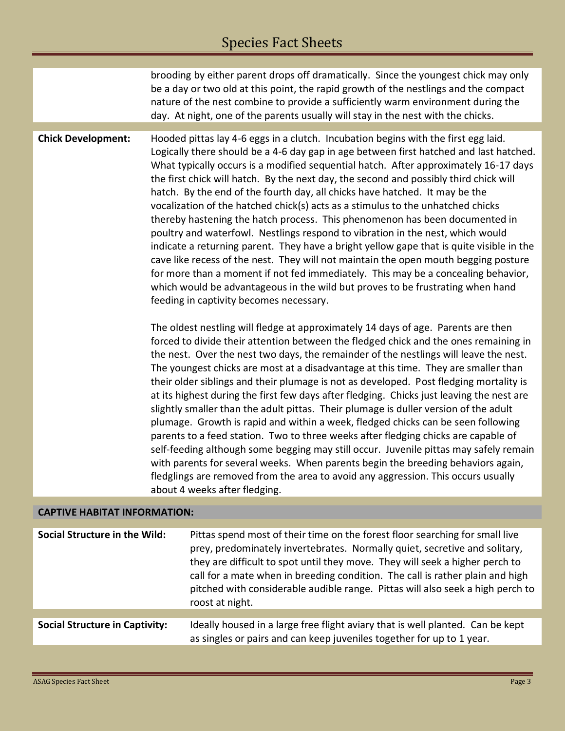brooding by either parent drops off dramatically. Since the youngest chick may only be a day or two old at this point, the rapid growth of the nestlings and the compact nature of the nest combine to provide a sufficiently warm environment during the day. At night, one of the parents usually will stay in the nest with the chicks.

**Chick Development:** Hooded pittas lay 4-6 eggs in a clutch. Incubation begins with the first egg laid. Logically there should be a 4-6 day gap in age between first hatched and last hatched. What typically occurs is a modified sequential hatch. After approximately 16-17 days the first chick will hatch. By the next day, the second and possibly third chick will hatch. By the end of the fourth day, all chicks have hatched. It may be the vocalization of the hatched chick(s) acts as a stimulus to the unhatched chicks thereby hastening the hatch process. This phenomenon has been documented in poultry and waterfowl. Nestlings respond to vibration in the nest, which would indicate a returning parent. They have a bright yellow gape that is quite visible in the cave like recess of the nest. They will not maintain the open mouth begging posture for more than a moment if not fed immediately. This may be a concealing behavior, which would be advantageous in the wild but proves to be frustrating when hand feeding in captivity becomes necessary.

The oldest nestling will fledge at approximately 14 days of age. Parents are then forced to divide their attention between the fledged chick and the ones remaining in the nest. Over the nest two days, the remainder of the nestlings will leave the nest. The youngest chicks are most at a disadvantage at this time. They are smaller than their older siblings and their plumage is not as developed. Post fledging mortality is at its highest during the first few days after fledging. Chicks just leaving the nest are slightly smaller than the adult pittas. Their plumage is duller version of the adult plumage. Growth is rapid and within a week, fledged chicks can be seen following parents to a feed station. Two to three weeks after fledging chicks are capable of self-feeding although some begging may still occur. Juvenile pittas may safely remain with parents for several weeks. When parents begin the breeding behaviors again, fledglings are removed from the area to avoid any aggression. This occurs usually about 4 weeks after fledging.

## CAPTIVE HABITAT INFORMATION:

**Social Structure in the Wild:** Pittas spend most of their time on the forest floor searching for small live prey, predominately invertebrates. Normally quiet, secretive and solitary, they are difficult to spot until they move. They will seek a higher perch to call for a mate when in breeding condition. The call is rather plain and high pitched with considerable audible range. Pittas will also seek a high perch to roost at night.

**Social Structure in Captivity:** Ideally housed in a large free flight aviary that is well planted. Can be kept as singles or pairs and can keep juveniles together for up to 1 year.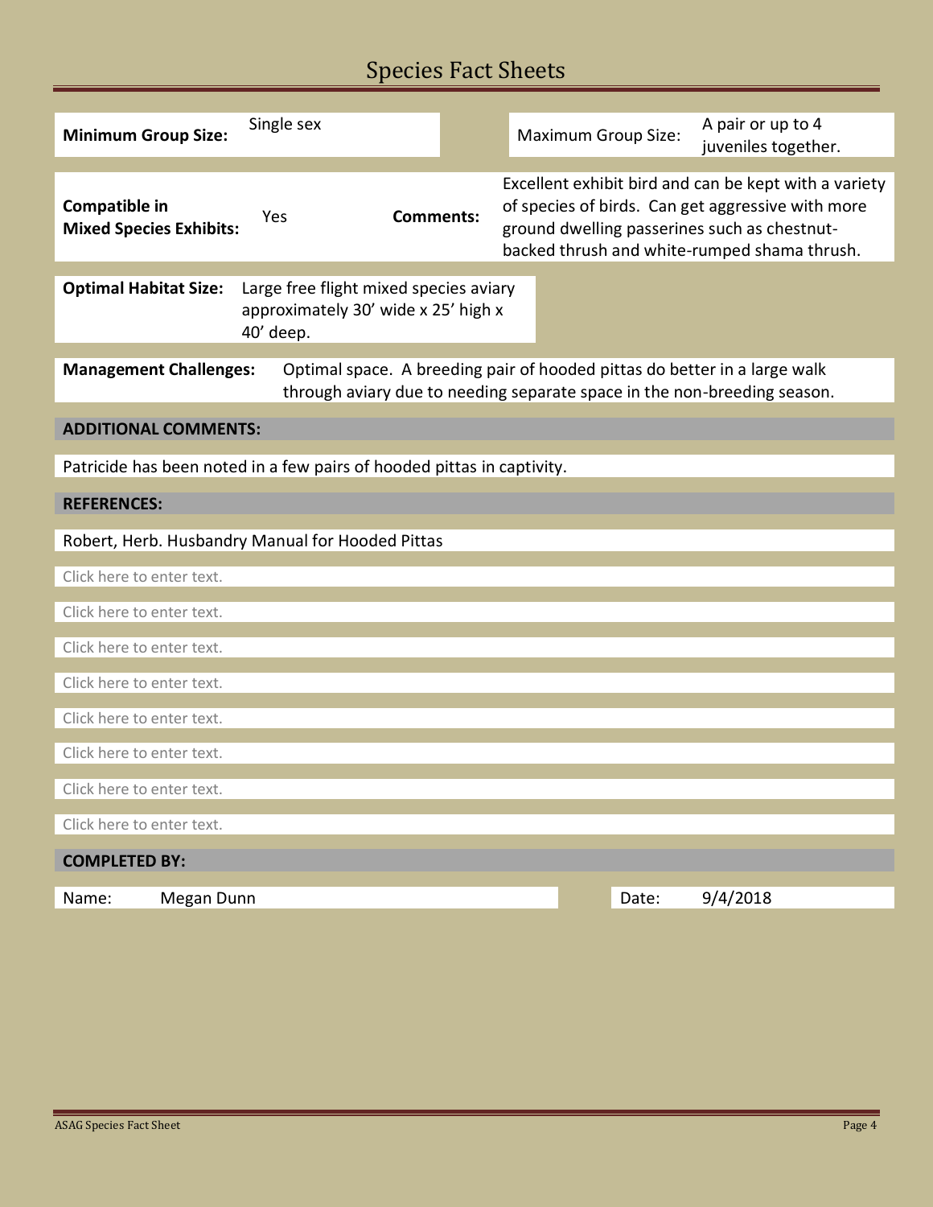# Species Fact Sheets

| | | | |
|---|---|---|---|
| **Minimum Group Size:** | Single sex | Maximum Group Size: | A pair or up to 4 juveniles together. |

| | | | |
|---|---|---|---|
| **Compatible in Mixed Species Exhibits:** | Yes | **Comments:** | Excellent exhibit bird and can be kept with a variety of species of birds. Can get aggressive with more ground dwelling passerines such as chestnut-backed thrush and white-rumped shama thrush. |

**Optimal Habitat Size:** Large free flight mixed species aviary approximately 30' wide x 25' high x 40' deep.

**Management Challenges:** Optimal space. A breeding pair of hooded pittas do better in a large walk through aviary due to needing separate space in the non-breeding season.

## ADDITIONAL COMMENTS:

Patricide has been noted in a few pairs of hooded pittas in captivity.

## REFERENCES:

Robert, Herb. Husbandry Manual for Hooded Pittas

Click here to enter text.

Click here to enter text.

Click here to enter text.

Click here to enter text.

Click here to enter text.

Click here to enter text.

Click here to enter text.

Click here to enter text.

## COMPLETED BY:

Name: Megan Dunn

Date: 9/4/2018